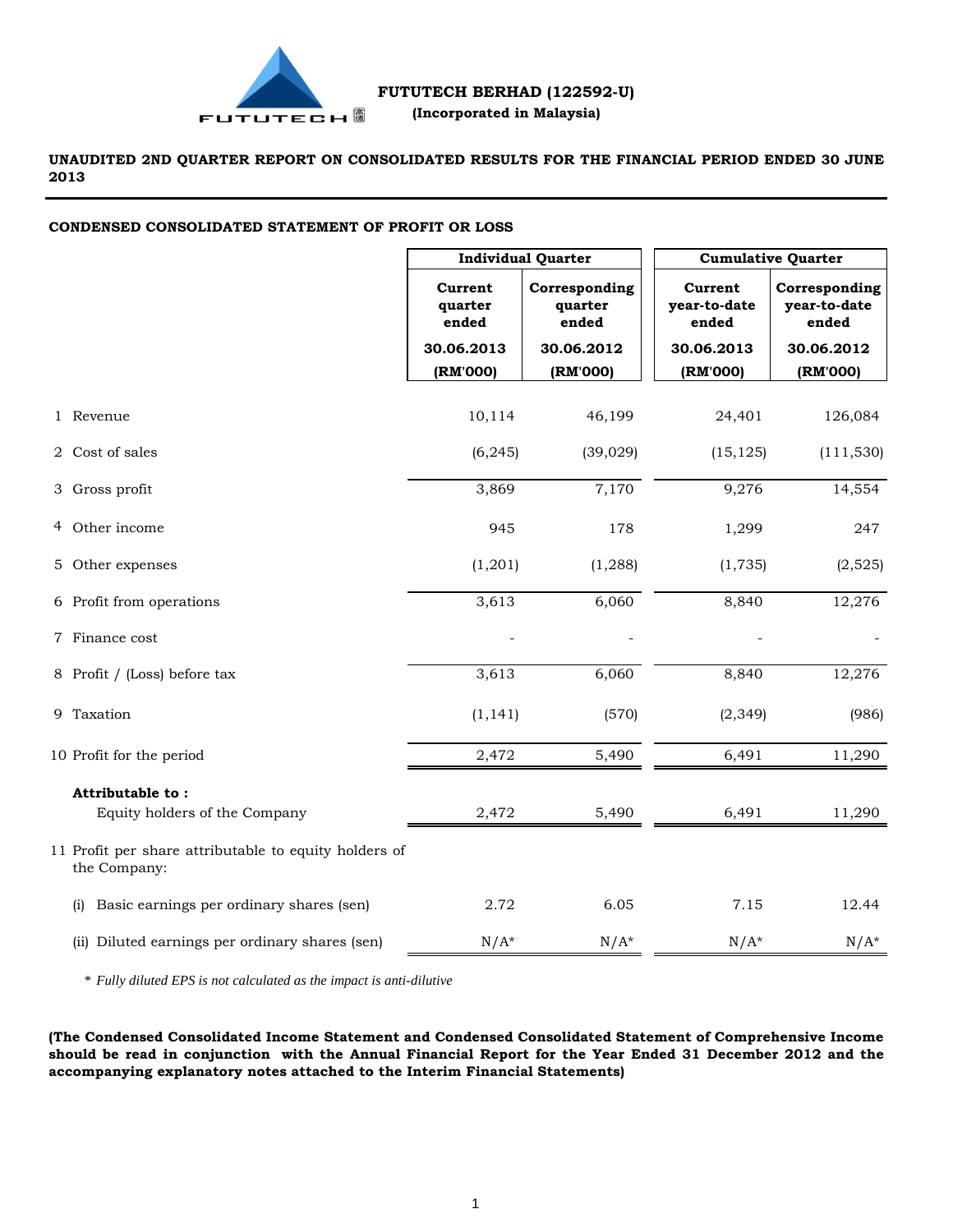**FUTUTECH BERHAD (122592-U)**
**(Incorporated in Malaysia)**

**UNAUDITED 2ND QUARTER REPORT ON CONSOLIDATED RESULTS FOR THE FINANCIAL PERIOD ENDED 30 JUNE 2013**

**CONDENSED CONSOLIDATED STATEMENT OF PROFIT OR LOSS**

| | Individual Quarter | | Cumulative Quarter | |
|---|---|---|---|---|
| | Current quarter ended | Corresponding quarter ended | Current year-to-date ended | Corresponding year-to-date ended |
| | 30.06.2013 (RM'000) | 30.06.2012 (RM'000) | 30.06.2013 (RM'000) | 30.06.2012 (RM'000) |
| 1 Revenue | 10,114 | 46,199 | 24,401 | 126,084 |
| 2 Cost of sales | (6,245) | (39,029) | (15,125) | (111,530) |
| 3 Gross profit | 3,869 | 7,170 | 9,276 | 14,554 |
| 4 Other income | 945 | 178 | 1,299 | 247 |
| 5 Other expenses | (1,201) | (1,288) | (1,735) | (2,525) |
| 6 Profit from operations | 3,613 | 6,060 | 8,840 | 12,276 |
| 7 Finance cost | - | - | - | - |
| 8 Profit / (Loss) before tax | 3,613 | 6,060 | 8,840 | 12,276 |
| 9 Taxation | (1,141) | (570) | (2,349) | (986) |
| 10 Profit for the period | 2,472 | 5,490 | 6,491 | 11,290 |
| **Attributable to :** | | | | |
| Equity holders of the Company | 2,472 | 5,490 | 6,491 | 11,290 |
| 11 Profit per share attributable to equity holders of the Company: | | | | |
| (i) Basic earnings per ordinary shares (sen) | 2.72 | 6.05 | 7.15 | 12.44 |
| (ii) Diluted earnings per ordinary shares (sen) | N/A* | N/A* | N/A* | N/A* |

\* *Fully diluted EPS is not calculated as the impact is anti-dilutive*

**(The Condensed Consolidated Income Statement and Condensed Consolidated Statement of Comprehensive Income should be read in conjunction with the Annual Financial Report for the Year Ended 31 December 2012 and the accompanying explanatory notes attached to the Interim Financial Statements)**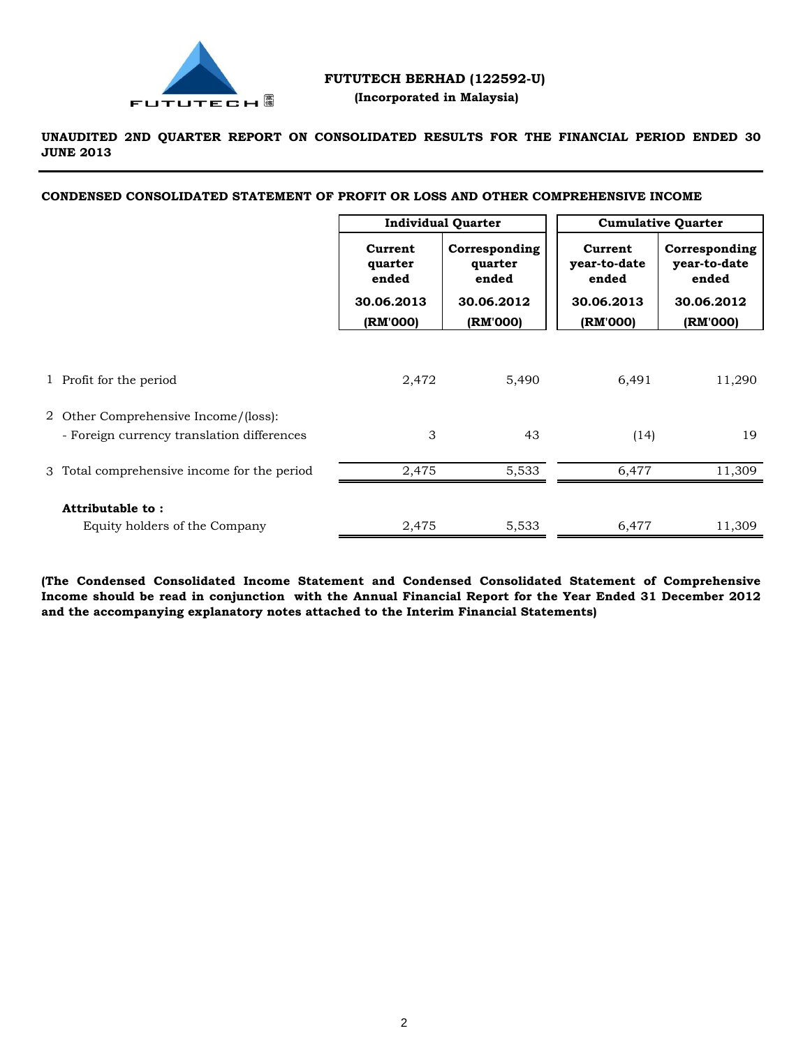**FUTUTECH BERHAD (122592-U)**
**(Incorporated in Malaysia)**

**UNAUDITED 2ND QUARTER REPORT ON CONSOLIDATED RESULTS FOR THE FINANCIAL PERIOD ENDED 30 JUNE 2013**

**CONDENSED CONSOLIDATED STATEMENT OF PROFIT OR LOSS AND OTHER COMPREHENSIVE INCOME**

| | Individual Quarter | | Cumulative Quarter | |
|---|---|---|---|---|
| | Current quarter ended | Corresponding quarter ended | Current year-to-date ended | Corresponding year-to-date ended |
| | 30.06.2013 | 30.06.2012 | 30.06.2013 | 30.06.2012 |
| | (RM'000) | (RM'000) | (RM'000) | (RM'000) |
| 1 Profit for the period | 2,472 | 5,490 | 6,491 | 11,290 |
| 2 Other Comprehensive Income/(loss): | | | | |
| - Foreign currency translation differences | 3 | 43 | (14) | 19 |
| 3 Total comprehensive income for the period | 2,475 | 5,533 | 6,477 | 11,309 |
| **Attributable to :** | | | | |
| Equity holders of the Company | 2,475 | 5,533 | 6,477 | 11,309 |

**(The Condensed Consolidated Income Statement and Condensed Consolidated Statement of Comprehensive Income should be read in conjunction with the Annual Financial Report for the Year Ended 31 December 2012 and the accompanying explanatory notes attached to the Interim Financial Statements)**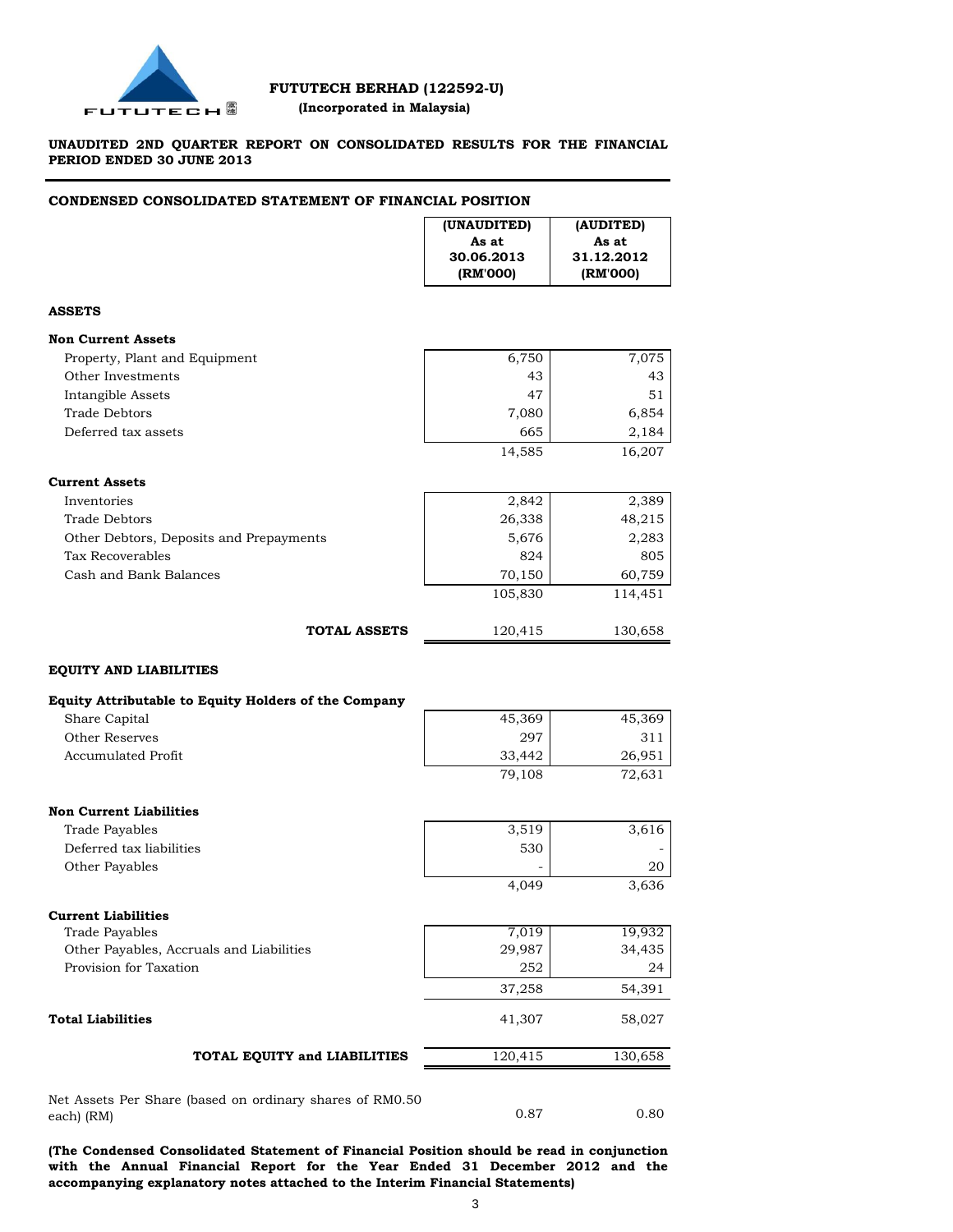**FUTUTECH BERHAD (122592-U)**

**(Incorporated in Malaysia)**

**UNAUDITED 2ND QUARTER REPORT ON CONSOLIDATED RESULTS FOR THE FINANCIAL PERIOD ENDED 30 JUNE 2013**

## CONDENSED CONSOLIDATED STATEMENT OF FINANCIAL POSITION

| | (UNAUDITED) As at 30.06.2013 (RM'000) | (AUDITED) As at 31.12.2012 (RM'000) |
|---|---|---|
| **ASSETS** | | |
| **Non Current Assets** | | |
| Property, Plant and Equipment | 6,750 | 7,075 |
| Other Investments | 43 | 43 |
| Intangible Assets | 47 | 51 |
| Trade Debtors | 7,080 | 6,854 |
| Deferred tax assets | 665 | 2,184 |
| | 14,585 | 16,207 |
| **Current Assets** | | |
| Inventories | 2,842 | 2,389 |
| Trade Debtors | 26,338 | 48,215 |
| Other Debtors, Deposits and Prepayments | 5,676 | 2,283 |
| Tax Recoverables | 824 | 805 |
| Cash and Bank Balances | 70,150 | 60,759 |
| | 105,830 | 114,451 |
| **TOTAL ASSETS** | 120,415 | 130,658 |
| **EQUITY AND LIABILITIES** | | |
| **Equity Attributable to Equity Holders of the Company** | | |
| Share Capital | 45,369 | 45,369 |
| Other Reserves | 297 | 311 |
| Accumulated Profit | 33,442 | 26,951 |
| | 79,108 | 72,631 |
| **Non Current Liabilities** | | |
| Trade Payables | 3,519 | 3,616 |
| Deferred tax liabilities | 530 | - |
| Other Payables | - | 20 |
| | 4,049 | 3,636 |
| **Current Liabilities** | | |
| Trade Payables | 7,019 | 19,932 |
| Other Payables, Accruals and Liabilities | 29,987 | 34,435 |
| Provision for Taxation | 252 | 24 |
| | 37,258 | 54,391 |
| **Total Liabilities** | 41,307 | 58,027 |
| **TOTAL EQUITY and LIABILITIES** | 120,415 | 130,658 |
| Net Assets Per Share (based on ordinary shares of RM0.50 each) (RM) | 0.87 | 0.80 |

**(The Condensed Consolidated Statement of Financial Position should be read in conjunction with the Annual Financial Report for the Year Ended 31 December 2012 and the accompanying explanatory notes attached to the Interim Financial Statements)**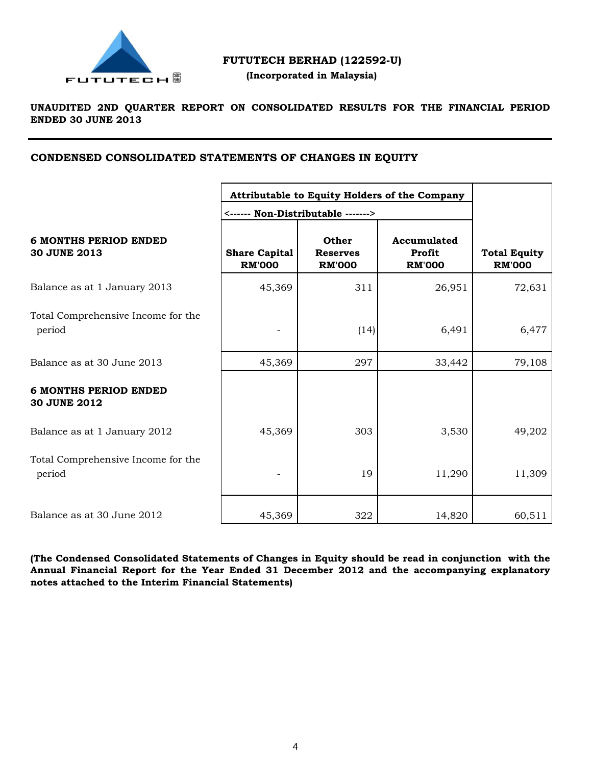**FUTUTECH BERHAD (122592-U)**
**(Incorporated in Malaysia)**

**UNAUDITED 2ND QUARTER REPORT ON CONSOLIDATED RESULTS FOR THE FINANCIAL PERIOD ENDED 30 JUNE 2013**

## CONDENSED CONSOLIDATED STATEMENTS OF CHANGES IN EQUITY

| | Attributable to Equity Holders of the Company | | | |
|---|---|---|---|---|
| | <------ Non-Distributable -------> | | | |
| **6 MONTHS PERIOD ENDED 30 JUNE 2013** | **Share Capital RM'000** | **Other Reserves RM'000** | **Accumulated Profit RM'000** | **Total Equity RM'000** |
| Balance as at 1 January 2013 | 45,369 | 311 | 26,951 | 72,631 |
| Total Comprehensive Income for the period | - | (14) | 6,491 | 6,477 |
| Balance as at 30 June 2013 | 45,369 | 297 | 33,442 | 79,108 |
| **6 MONTHS PERIOD ENDED 30 JUNE 2012** | | | | |
| Balance as at 1 January 2012 | 45,369 | 303 | 3,530 | 49,202 |
| Total Comprehensive Income for the period | - | 19 | 11,290 | 11,309 |
| Balance as at 30 June 2012 | 45,369 | 322 | 14,820 | 60,511 |

**(The Condensed Consolidated Statements of Changes in Equity should be read in conjunction with the Annual Financial Report for the Year Ended 31 December 2012 and the accompanying explanatory notes attached to the Interim Financial Statements)**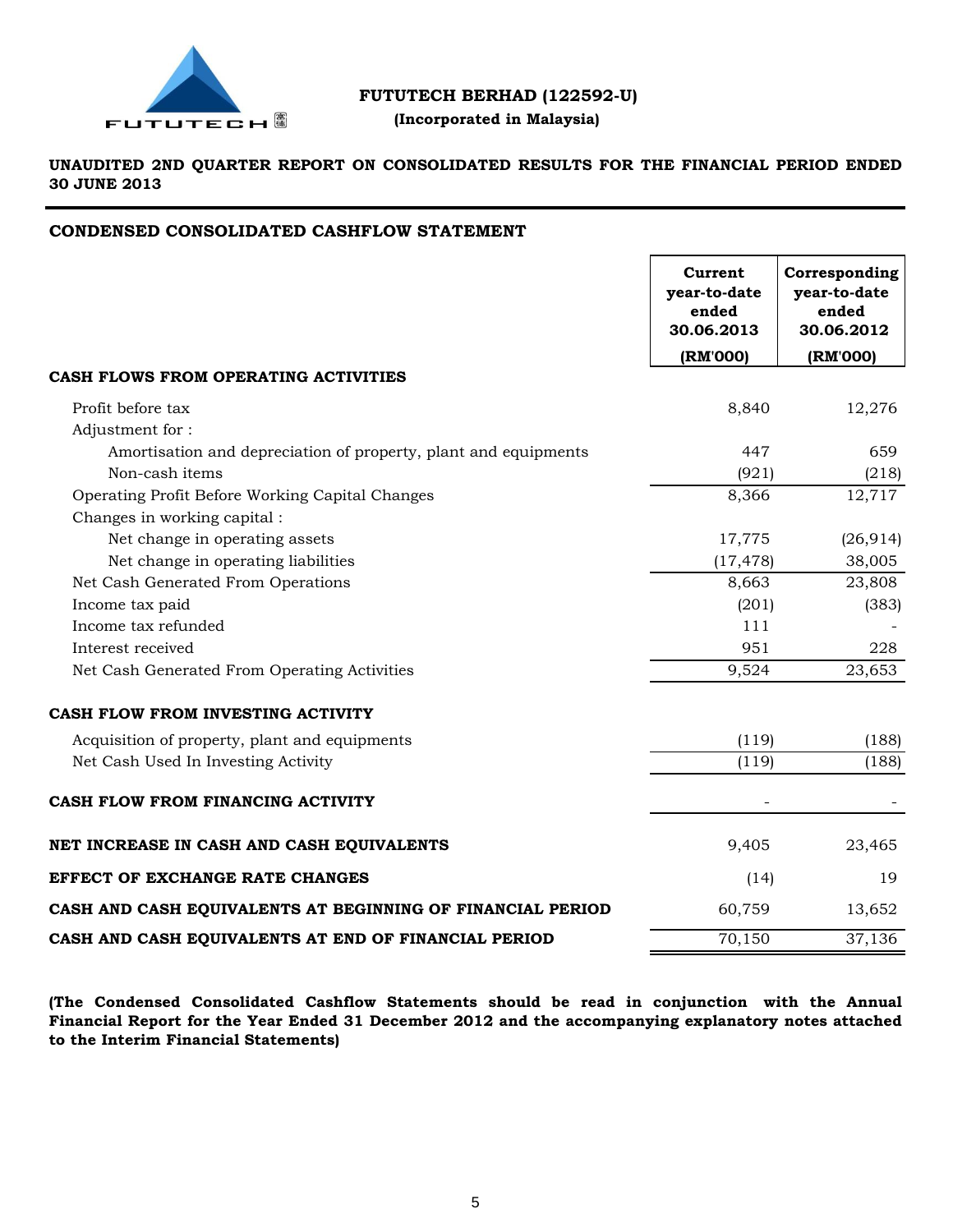**FUTUTECH BERHAD (122592-U)**

**(Incorporated in Malaysia)**

**UNAUDITED 2ND QUARTER REPORT ON CONSOLIDATED RESULTS FOR THE FINANCIAL PERIOD ENDED 30 JUNE 2013**

## CONDENSED CONSOLIDATED CASHFLOW STATEMENT

| | Current year-to-date ended 30.06.2013 (RM'000) | Corresponding year-to-date ended 30.06.2012 (RM'000) |
|---|---|---|
| **CASH FLOWS FROM OPERATING ACTIVITIES** | | |
| Profit before tax | 8,840 | 12,276 |
| Adjustment for : | | |
| Amortisation and depreciation of property, plant and equipments | 447 | 659 |
| Non-cash items | (921) | (218) |
| Operating Profit Before Working Capital Changes | 8,366 | 12,717 |
| Changes in working capital : | | |
| Net change in operating assets | 17,775 | (26,914) |
| Net change in operating liabilities | (17,478) | 38,005 |
| Net Cash Generated From Operations | 8,663 | 23,808 |
| Income tax paid | (201) | (383) |
| Income tax refunded | 111 | - |
| Interest received | 951 | 228 |
| Net Cash Generated From Operating Activities | 9,524 | 23,653 |
| **CASH FLOW FROM INVESTING ACTIVITY** | | |
| Acquisition of property, plant and equipments | (119) | (188) |
| Net Cash Used In Investing Activity | (119) | (188) |
| **CASH FLOW FROM FINANCING ACTIVITY** | - | - |
| **NET INCREASE IN CASH AND CASH EQUIVALENTS** | 9,405 | 23,465 |
| **EFFECT OF EXCHANGE RATE CHANGES** | (14) | 19 |
| **CASH AND CASH EQUIVALENTS AT BEGINNING OF FINANCIAL PERIOD** | 60,759 | 13,652 |
| **CASH AND CASH EQUIVALENTS AT END OF FINANCIAL PERIOD** | 70,150 | 37,136 |

**(The Condensed Consolidated Cashflow Statements should be read in conjunction with the Annual Financial Report for the Year Ended 31 December 2012 and the accompanying explanatory notes attached to the Interim Financial Statements)**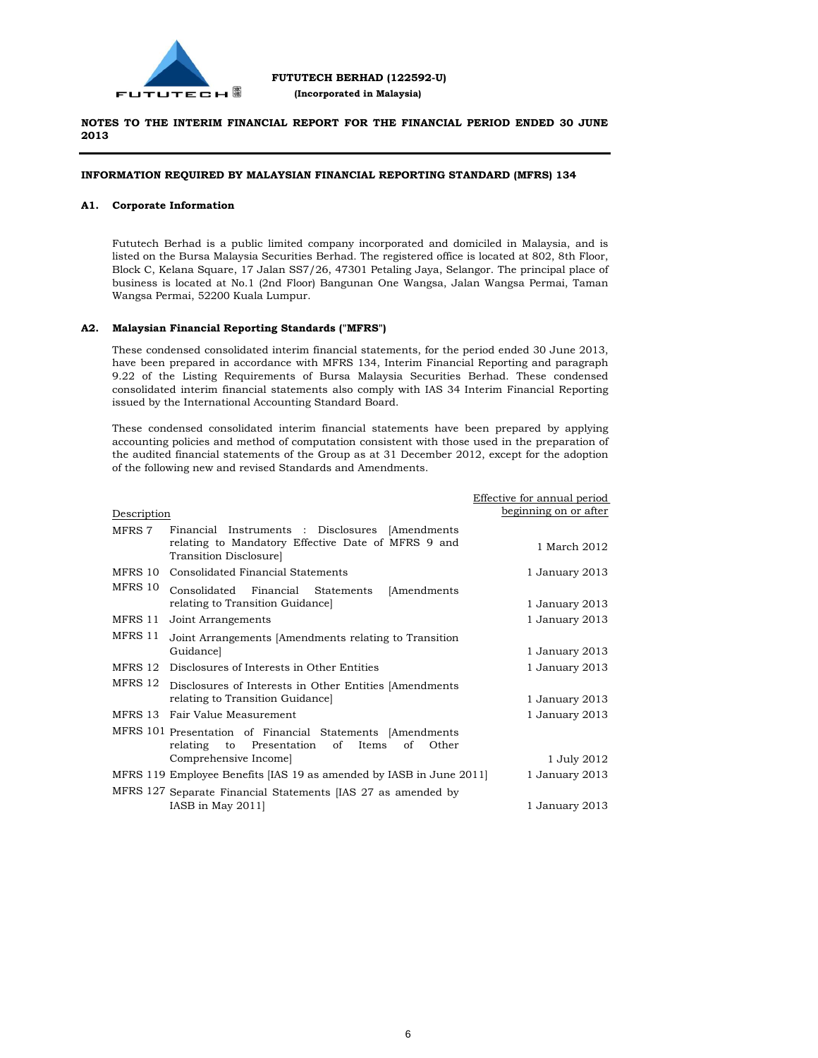**FUTUTECH BERHAD (122592-U)**
**(Incorporated in Malaysia)**

**NOTES TO THE INTERIM FINANCIAL REPORT FOR THE FINANCIAL PERIOD ENDED 30 JUNE 2013**

**INFORMATION REQUIRED BY MALAYSIAN FINANCIAL REPORTING STANDARD (MFRS) 134**

### A1. Corporate Information

Fututech Berhad is a public limited company incorporated and domiciled in Malaysia, and is listed on the Bursa Malaysia Securities Berhad. The registered office is located at 802, 8th Floor, Block C, Kelana Square, 17 Jalan SS7/26, 47301 Petaling Jaya, Selangor. The principal place of business is located at No.1 (2nd Floor) Bangunan One Wangsa, Jalan Wangsa Permai, Taman Wangsa Permai, 52200 Kuala Lumpur.

### A2. Malaysian Financial Reporting Standards ("MFRS")

These condensed consolidated interim financial statements, for the period ended 30 June 2013, have been prepared in accordance with MFRS 134, Interim Financial Reporting and paragraph 9.22 of the Listing Requirements of Bursa Malaysia Securities Berhad. These condensed consolidated interim financial statements also comply with IAS 34 Interim Financial Reporting issued by the International Accounting Standard Board.

These condensed consolidated interim financial statements have been prepared by applying accounting policies and method of computation consistent with those used in the preparation of the audited financial statements of the Group as at 31 December 2012, except for the adoption of the following new and revised Standards and Amendments.

| Description | | Effective for annual period beginning on or after |
|---|---|---|
| MFRS 7 | Financial Instruments : Disclosures [Amendments relating to Mandatory Effective Date of MFRS 9 and Transition Disclosure] | 1 March 2012 |
| MFRS 10 | Consolidated Financial Statements | 1 January 2013 |
| MFRS 10 | Consolidated Financial Statements [Amendments relating to Transition Guidance] | 1 January 2013 |
| MFRS 11 | Joint Arrangements | 1 January 2013 |
| MFRS 11 | Joint Arrangements [Amendments relating to Transition Guidance] | 1 January 2013 |
| MFRS 12 | Disclosures of Interests in Other Entities | 1 January 2013 |
| MFRS 12 | Disclosures of Interests in Other Entities [Amendments relating to Transition Guidance] | 1 January 2013 |
| MFRS 13 | Fair Value Measurement | 1 January 2013 |
| MFRS 101 | Presentation of Financial Statements [Amendments relating to Presentation of Items of Other Comprehensive Income] | 1 July 2012 |
| MFRS 119 | Employee Benefits [IAS 19 as amended by IASB in June 2011] | 1 January 2013 |
| MFRS 127 | Separate Financial Statements [IAS 27 as amended by IASB in May 2011] | 1 January 2013 |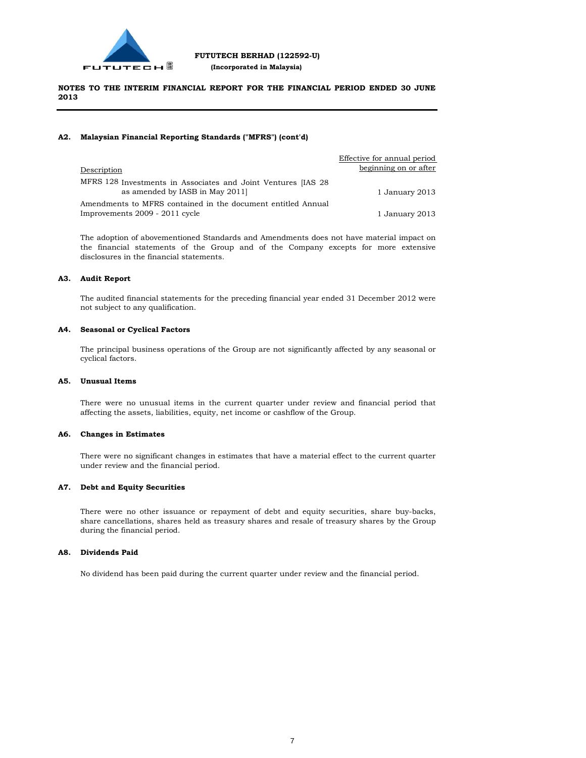**FUTUTECH BERHAD (122592-U)**
**(Incorporated in Malaysia)**

**NOTES TO THE INTERIM FINANCIAL REPORT FOR THE FINANCIAL PERIOD ENDED 30 JUNE 2013**

### A2. Malaysian Financial Reporting Standards ("MFRS") (cont'd)

| Description | Effective for annual period beginning on or after |
|---|---|
| MFRS 128 Investments in Associates and Joint Ventures [IAS 28 as amended by IASB in May 2011] | 1 January 2013 |
| Amendments to MFRS contained in the document entitled Annual Improvements 2009 - 2011 cycle | 1 January 2013 |

The adoption of abovementioned Standards and Amendments does not have material impact on the financial statements of the Group and of the Company excepts for more extensive disclosures in the financial statements.

### A3. Audit Report

The audited financial statements for the preceding financial year ended 31 December 2012 were not subject to any qualification.

### A4. Seasonal or Cyclical Factors

The principal business operations of the Group are not significantly affected by any seasonal or cyclical factors.

### A5. Unusual Items

There were no unusual items in the current quarter under review and financial period that affecting the assets, liabilities, equity, net income or cashflow of the Group.

### A6. Changes in Estimates

There were no significant changes in estimates that have a material effect to the current quarter under review and the financial period.

### A7. Debt and Equity Securities

There were no other issuance or repayment of debt and equity securities, share buy-backs, share cancellations, shares held as treasury shares and resale of treasury shares by the Group during the financial period.

### A8. Dividends Paid

No dividend has been paid during the current quarter under review and the financial period.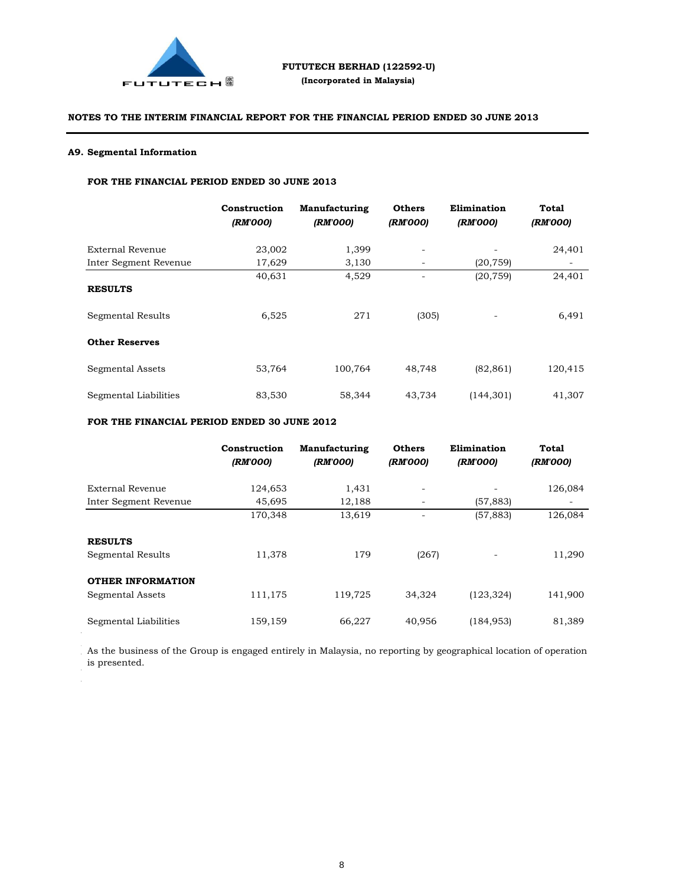# FUTUTECH BERHAD (122592-U)

**(Incorporated in Malaysia)**

**NOTES TO THE INTERIM FINANCIAL REPORT FOR THE FINANCIAL PERIOD ENDED 30 JUNE 2013**

## A9. Segmental Information

**FOR THE FINANCIAL PERIOD ENDED 30 JUNE 2013**

| | Construction *(RM'000)* | Manufacturing *(RM'000)* | Others *(RM'000)* | Elimination *(RM'000)* | Total *(RM'000)* |
|---|---|---|---|---|---|
| External Revenue | 23,002 | 1,399 | - | - | 24,401 |
| Inter Segment Revenue | 17,629 | 3,130 | - | (20,759) | - |
| | 40,631 | 4,529 | - | (20,759) | 24,401 |
| **RESULTS** | | | | | |
| Segmental Results | 6,525 | 271 | (305) | - | 6,491 |
| **Other Reserves** | | | | | |
| Segmental Assets | 53,764 | 100,764 | 48,748 | (82,861) | 120,415 |
| Segmental Liabilities | 83,530 | 58,344 | 43,734 | (144,301) | 41,307 |

**FOR THE FINANCIAL PERIOD ENDED 30 JUNE 2012**

| | Construction *(RM'000)* | Manufacturing *(RM'000)* | Others *(RM'000)* | Elimination *(RM'000)* | Total *(RM'000)* |
|---|---|---|---|---|---|
| External Revenue | 124,653 | 1,431 | - | - | 126,084 |
| Inter Segment Revenue | 45,695 | 12,188 | - | (57,883) | - |
| | 170,348 | 13,619 | - | (57,883) | 126,084 |
| **RESULTS** | | | | | |
| Segmental Results | 11,378 | 179 | (267) | - | 11,290 |
| **OTHER INFORMATION** | | | | | |
| Segmental Assets | 111,175 | 119,725 | 34,324 | (123,324) | 141,900 |
| Segmental Liabilities | 159,159 | 66,227 | 40,956 | (184,953) | 81,389 |

As the business of the Group is engaged entirely in Malaysia, no reporting by geographical location of operation is presented.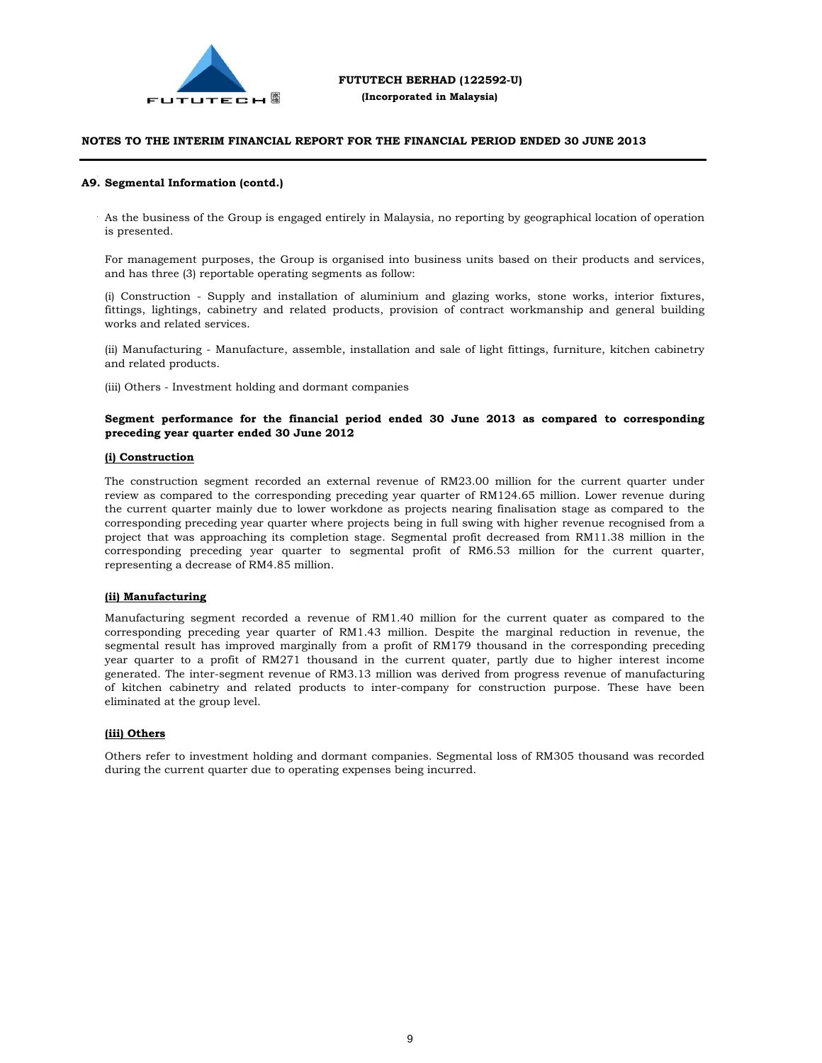## A9. Segmental Information (contd.)

As the business of the Group is engaged entirely in Malaysia, no reporting by geographical location of operation is presented.

For management purposes, the Group is organised into business units based on their products and services, and has three (3) reportable operating segments as follow:

(i) Construction - Supply and installation of aluminium and glazing works, stone works, interior fixtures, fittings, lightings, cabinetry and related products, provision of contract workmanship and general building works and related services.

(ii) Manufacturing - Manufacture, assemble, installation and sale of light fittings, furniture, kitchen cabinetry and related products.

(iii) Others - Investment holding and dormant companies

**Segment performance for the financial period ended 30 June 2013 as compared to corresponding preceding year quarter ended 30 June 2012**

**(i) Construction**

The construction segment recorded an external revenue of RM23.00 million for the current quarter under review as compared to the corresponding preceding year quarter of RM124.65 million. Lower revenue during the current quarter mainly due to lower workdone as projects nearing finalisation stage as compared to the corresponding preceding year quarter where projects being in full swing with higher revenue recognised from a project that was approaching its completion stage. Segmental profit decreased from RM11.38 million in the corresponding preceding year quarter to segmental profit of RM6.53 million for the current quarter, representing a decrease of RM4.85 million.

**(ii) Manufacturing**

Manufacturing segment recorded a revenue of RM1.40 million for the current quater as compared to the corresponding preceding year quarter of RM1.43 million. Despite the marginal reduction in revenue, the segmental result has improved marginally from a profit of RM179 thousand in the corresponding preceding year quarter to a profit of RM271 thousand in the current quater, partly due to higher interest income generated. The inter-segment revenue of RM3.13 million was derived from progress revenue of manufacturing of kitchen cabinetry and related products to inter-company for construction purpose. These have been eliminated at the group level.

**(iii) Others**

Others refer to investment holding and dormant companies. Segmental loss of RM305 thousand was recorded during the current quarter due to operating expenses being incurred.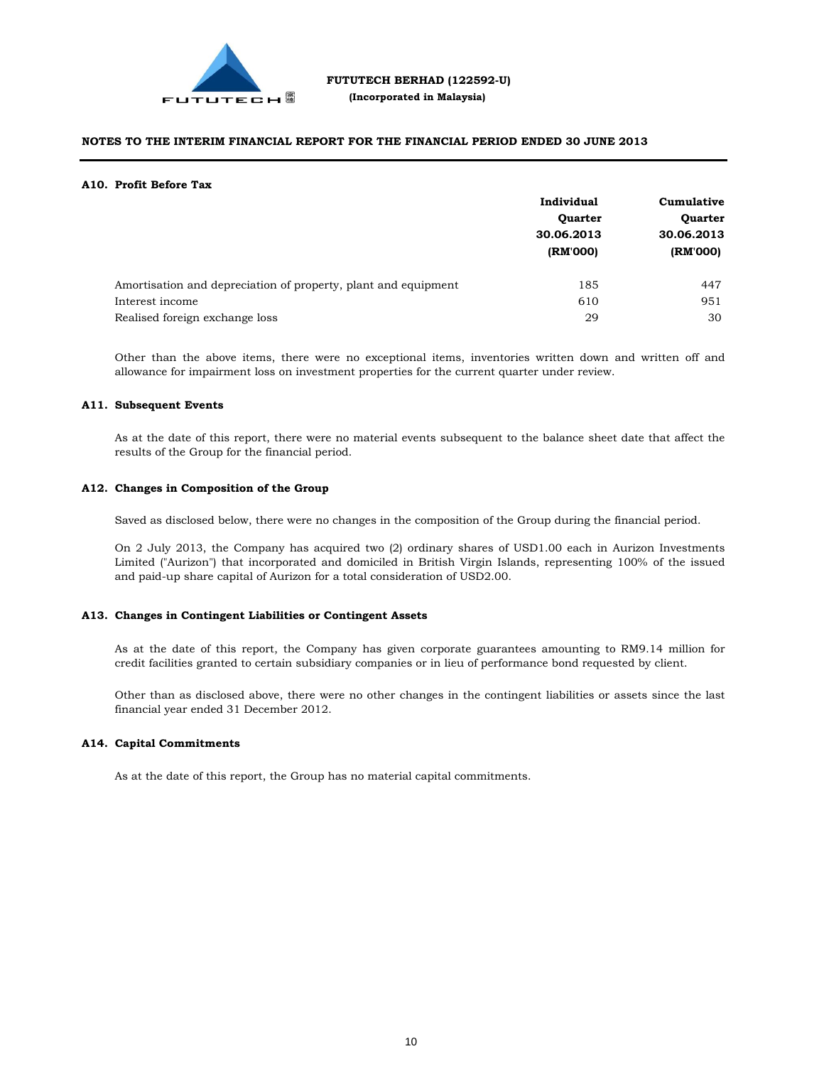# FUTUTECH BERHAD (122592-U)

**(Incorporated in Malaysia)**

## NOTES TO THE INTERIM FINANCIAL REPORT FOR THE FINANCIAL PERIOD ENDED 30 JUNE 2013

### A10. Profit Before Tax

| | Individual Quarter 30.06.2013 (RM'000) | Cumulative Quarter 30.06.2013 (RM'000) |
|---|---|---|
| Amortisation and depreciation of property, plant and equipment | 185 | 447 |
| Interest income | 610 | 951 |
| Realised foreign exchange loss | 29 | 30 |

Other than the above items, there were no exceptional items, inventories written down and written off and allowance for impairment loss on investment properties for the current quarter under review.

### A11. Subsequent Events

As at the date of this report, there were no material events subsequent to the balance sheet date that affect the results of the Group for the financial period.

### A12. Changes in Composition of the Group

Saved as disclosed below, there were no changes in the composition of the Group during the financial period.

On 2 July 2013, the Company has acquired two (2) ordinary shares of USD1.00 each in Aurizon Investments Limited ("Aurizon") that incorporated and domiciled in British Virgin Islands, representing 100% of the issued and paid-up share capital of Aurizon for a total consideration of USD2.00.

### A13. Changes in Contingent Liabilities or Contingent Assets

As at the date of this report, the Company has given corporate guarantees amounting to RM9.14 million for credit facilities granted to certain subsidiary companies or in lieu of performance bond requested by client.

Other than as disclosed above, there were no other changes in the contingent liabilities or assets since the last financial year ended 31 December 2012.

### A14. Capital Commitments

As at the date of this report, the Group has no material capital commitments.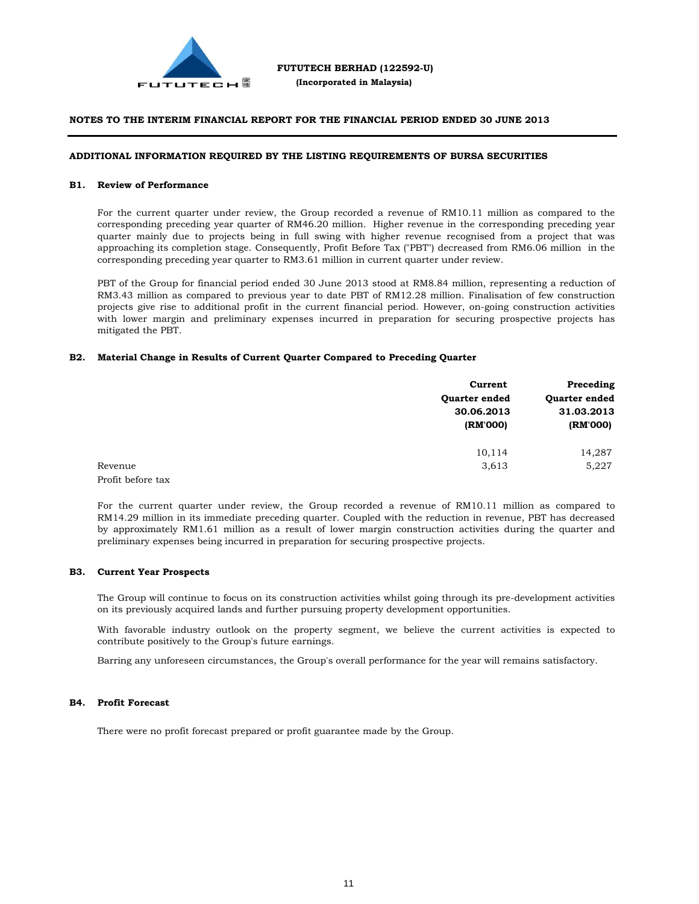**FUTUTECH BERHAD (122592-U)**
**(Incorporated in Malaysia)**

## NOTES TO THE INTERIM FINANCIAL REPORT FOR THE FINANCIAL PERIOD ENDED 30 JUNE 2013

### ADDITIONAL INFORMATION REQUIRED BY THE LISTING REQUIREMENTS OF BURSA SECURITIES

### B1. Review of Performance

For the current quarter under review, the Group recorded a revenue of RM10.11 million as compared to the corresponding preceding year quarter of RM46.20 million. Higher revenue in the corresponding preceding year quarter mainly due to projects being in full swing with higher revenue recognised from a project that was approaching its completion stage. Consequently, Profit Before Tax ("PBT") decreased from RM6.06 million in the corresponding preceding year quarter to RM3.61 million in current quarter under review.

PBT of the Group for financial period ended 30 June 2013 stood at RM8.84 million, representing a reduction of RM3.43 million as compared to previous year to date PBT of RM12.28 million. Finalisation of few construction projects give rise to additional profit in the current financial period. However, on-going construction activities with lower margin and preliminary expenses incurred in preparation for securing prospective projects has mitigated the PBT.

### B2. Material Change in Results of Current Quarter Compared to Preceding Quarter

| | Current Quarter ended 30.06.2013 (RM'000) | Preceding Quarter ended 31.03.2013 (RM'000) |
|---|---|---|
| Revenue | 10,114 | 14,287 |
| Profit before tax | 3,613 | 5,227 |

For the current quarter under review, the Group recorded a revenue of RM10.11 million as compared to RM14.29 million in its immediate preceding quarter. Coupled with the reduction in revenue, PBT has decreased by approximately RM1.61 million as a result of lower margin construction activities during the quarter and preliminary expenses being incurred in preparation for securing prospective projects.

### B3. Current Year Prospects

The Group will continue to focus on its construction activities whilst going through its pre-development activities on its previously acquired lands and further pursuing property development opportunities.

With favorable industry outlook on the property segment, we believe the current activities is expected to contribute positively to the Group's future earnings.

Barring any unforeseen circumstances, the Group's overall performance for the year will remains satisfactory.

### B4. Profit Forecast

There were no profit forecast prepared or profit guarantee made by the Group.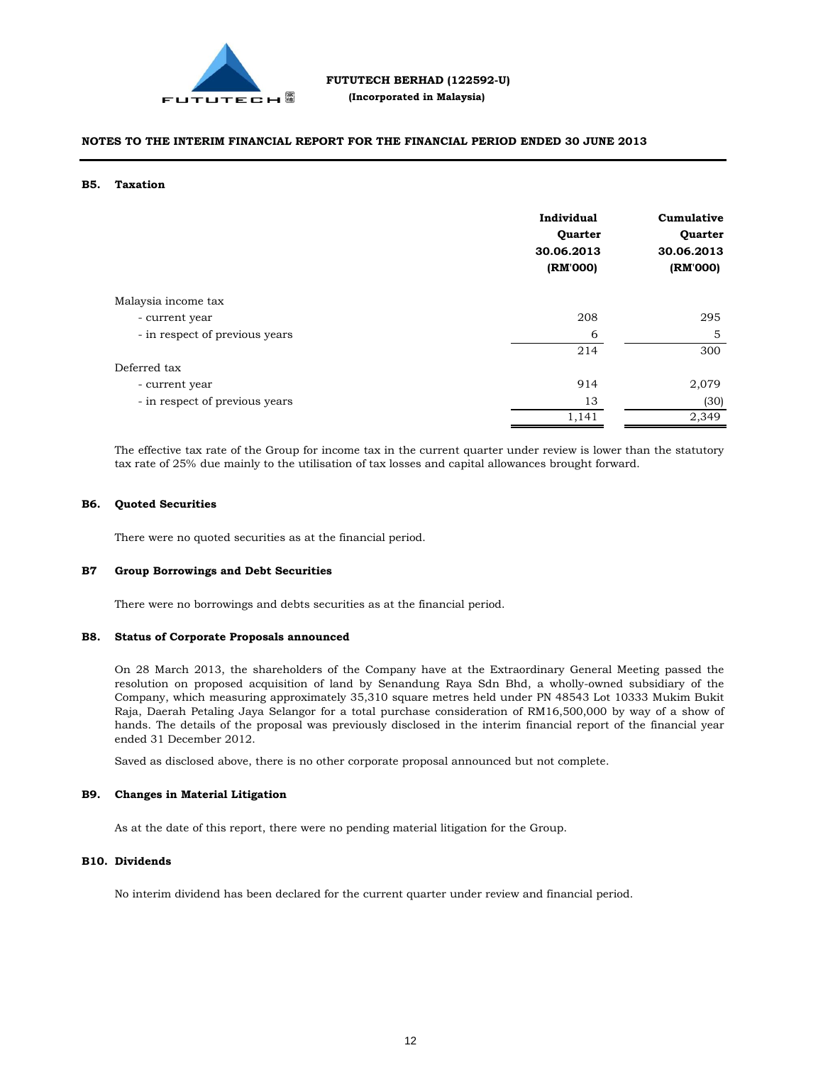**FUTUTECH BERHAD (122592-U)**
**(Incorporated in Malaysia)**

**NOTES TO THE INTERIM FINANCIAL REPORT FOR THE FINANCIAL PERIOD ENDED 30 JUNE 2013**

## B5. Taxation

| | Individual Quarter 30.06.2013 (RM'000) | Cumulative Quarter 30.06.2013 (RM'000) |
|---|---|---|
| Malaysia income tax | | |
| - current year | 208 | 295 |
| - in respect of previous years | 6 | 5 |
| | 214 | 300 |
| Deferred tax | | |
| - current year | 914 | 2,079 |
| - in respect of previous years | 13 | (30) |
| | 1,141 | 2,349 |

The effective tax rate of the Group for income tax in the current quarter under review is lower than the statutory tax rate of 25% due mainly to the utilisation of tax losses and capital allowances brought forward.

## B6. Quoted Securities

There were no quoted securities as at the financial period.

## B7 Group Borrowings and Debt Securities

There were no borrowings and debts securities as at the financial period.

## B8. Status of Corporate Proposals announced

On 28 March 2013, the shareholders of the Company have at the Extraordinary General Meeting passed the resolution on proposed acquisition of land by Senandung Raya Sdn Bhd, a wholly-owned subsidiary of the Company, which measuring approximately 35,310 square metres held under PN 48543 Lot 10333 Mukim Bukit Raja, Daerah Petaling Jaya Selangor for a total purchase consideration of RM16,500,000 by way of a show of hands. The details of the proposal was previously disclosed in the interim financial report of the financial year ended 31 December 2012.

Saved as disclosed above, there is no other corporate proposal announced but not complete.

## B9. Changes in Material Litigation

As at the date of this report, there were no pending material litigation for the Group.

## B10. Dividends

No interim dividend has been declared for the current quarter under review and financial period.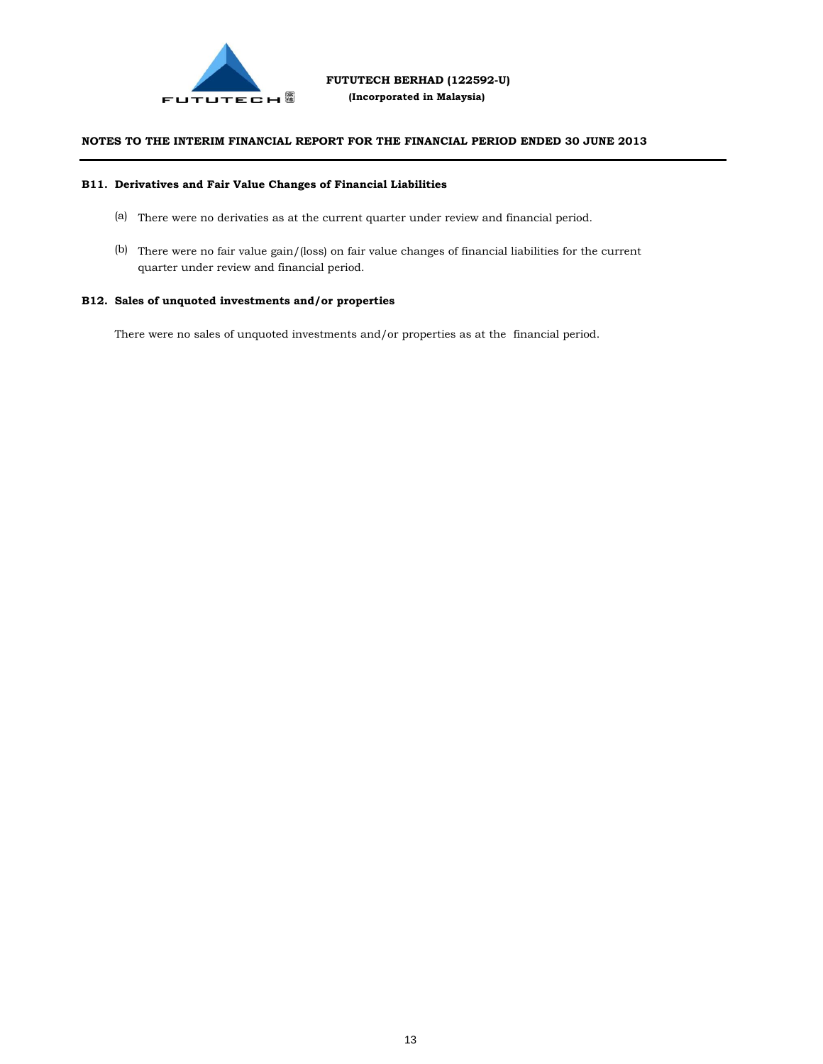## B11. Derivatives and Fair Value Changes of Financial Liabilities

(a) There were no derivaties as at the current quarter under review and financial period.

(b) There were no fair value gain/(loss) on fair value changes of financial liabilities for the current quarter under review and financial period.

## B12. Sales of unquoted investments and/or properties

There were no sales of unquoted investments and/or properties as at the financial period.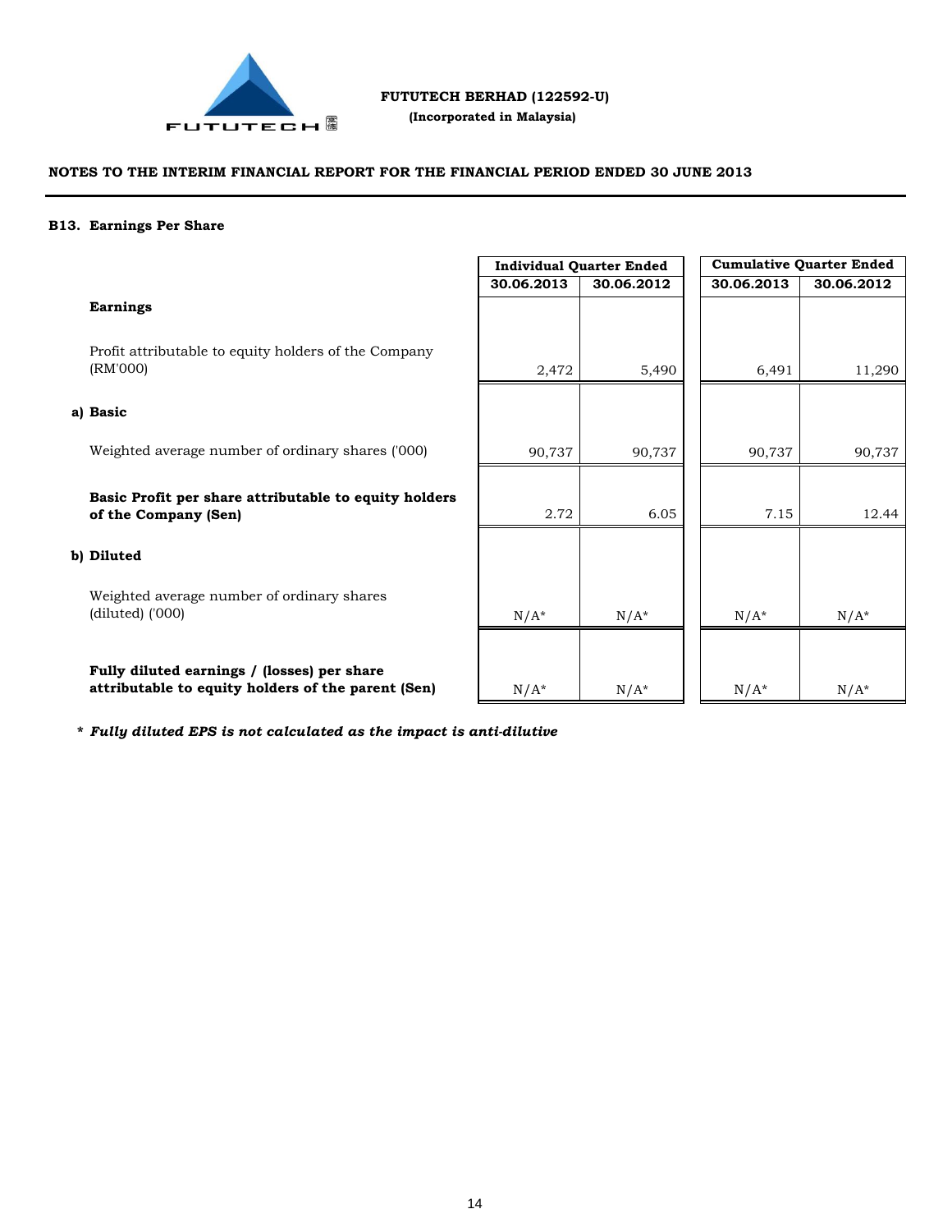**FUTUTECH BERHAD (122592-U)**
**(Incorporated in Malaysia)**

**NOTES TO THE INTERIM FINANCIAL REPORT FOR THE FINANCIAL PERIOD ENDED 30 JUNE 2013**

**B13. Earnings Per Share**

| | Individual Quarter Ended | | Cumulative Quarter Ended | |
|---|---|---|---|---|
| | **30.06.2013** | **30.06.2012** | **30.06.2013** | **30.06.2012** |
| **Earnings** | | | | |
| Profit attributable to equity holders of the Company (RM'000) | 2,472 | 5,490 | 6,491 | 11,290 |
| **a) Basic** | | | | |
| Weighted average number of ordinary shares ('000) | 90,737 | 90,737 | 90,737 | 90,737 |
| **Basic Profit per share attributable to equity holders of the Company (Sen)** | 2.72 | 6.05 | 7.15 | 12.44 |
| **b) Diluted** | | | | |
| Weighted average number of ordinary shares (diluted) ('000) | N/A* | N/A* | N/A* | N/A* |
| **Fully diluted earnings / (losses) per share attributable to equity holders of the parent (Sen)** | N/A* | N/A* | N/A* | N/A* |

***\* Fully diluted EPS is not calculated as the impact is anti-dilutive***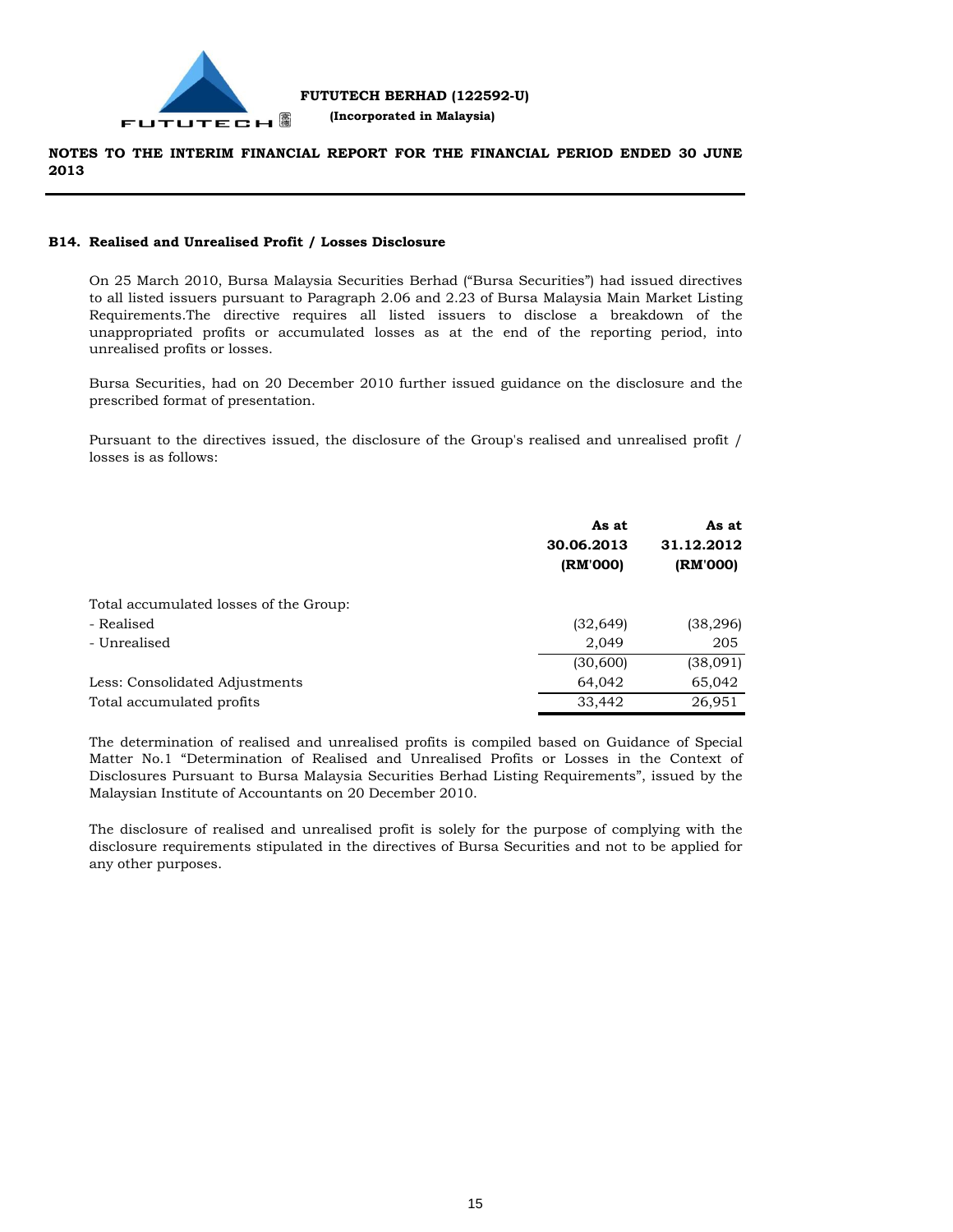## B14. Realised and Unrealised Profit / Losses Disclosure

On 25 March 2010, Bursa Malaysia Securities Berhad ("Bursa Securities") had issued directives to all listed issuers pursuant to Paragraph 2.06 and 2.23 of Bursa Malaysia Main Market Listing Requirements.The directive requires all listed issuers to disclose a breakdown of the unappropriated profits or accumulated losses as at the end of the reporting period, into unrealised profits or losses.

Bursa Securities, had on 20 December 2010 further issued guidance on the disclosure and the prescribed format of presentation.

Pursuant to the directives issued, the disclosure of the Group's realised and unrealised profit / losses is as follows:

| | As at 30.06.2013 (RM'000) | As at 31.12.2012 (RM'000) |
|---|---|---|
| Total accumulated losses of the Group: | | |
| - Realised | (32,649) | (38,296) |
| - Unrealised | 2,049 | 205 |
| | (30,600) | (38,091) |
| Less: Consolidated Adjustments | 64,042 | 65,042 |
| Total accumulated profits | 33,442 | 26,951 |

The determination of realised and unrealised profits is compiled based on Guidance of Special Matter No.1 "Determination of Realised and Unrealised Profits or Losses in the Context of Disclosures Pursuant to Bursa Malaysia Securities Berhad Listing Requirements", issued by the Malaysian Institute of Accountants on 20 December 2010.

The disclosure of realised and unrealised profit is solely for the purpose of complying with the disclosure requirements stipulated in the directives of Bursa Securities and not to be applied for any other purposes.